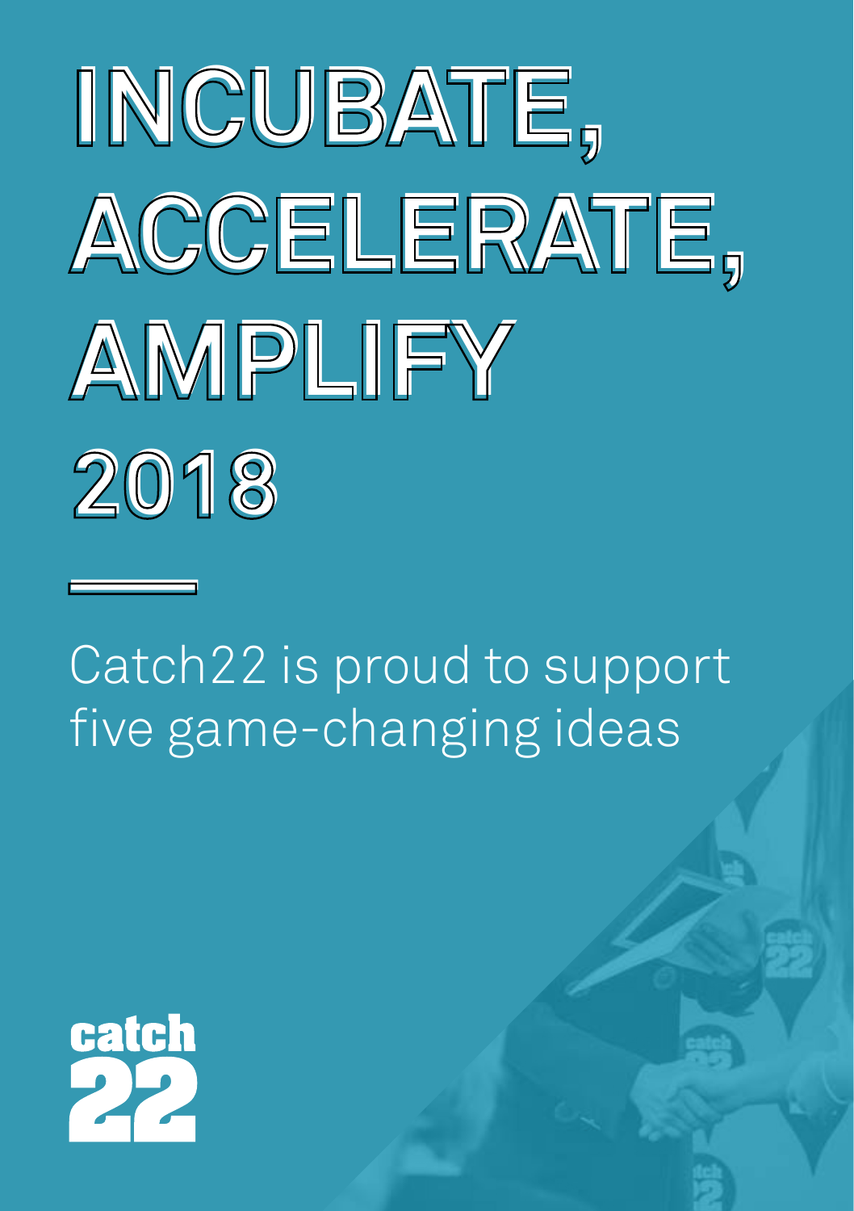# INCUBATE, ACCELERATE, AMPLIFY 2018

Catch22 is proud to support five game-changing ideas

catch 22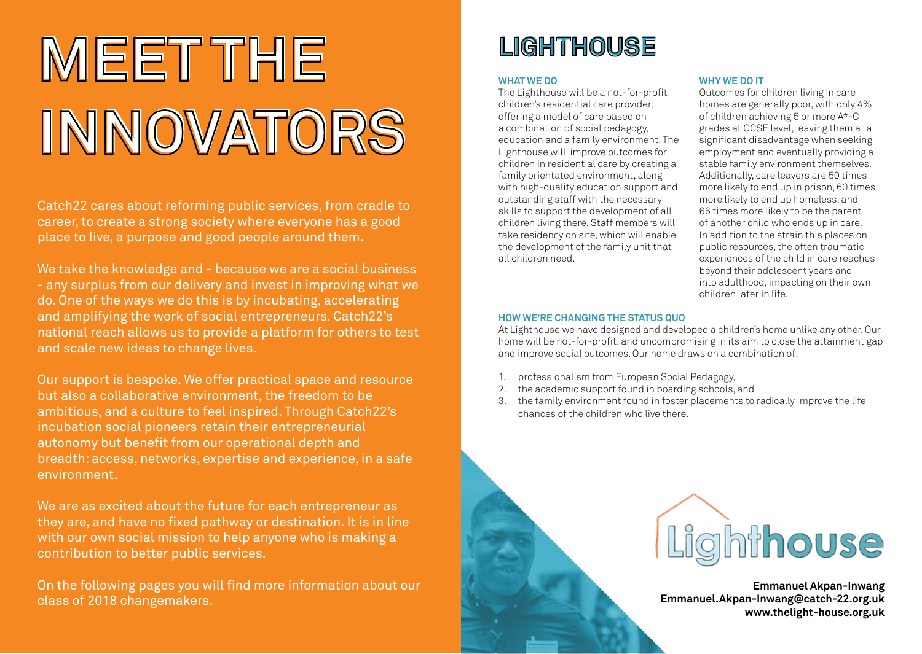# MEET THE INNOVATORS

Catch22 cares about reforming public services, from cradle to career, to create a strong society where everyone has a good place to live, a purpose and good people around them.

We take the knowledge and - because we are a social business - any surplus from our delivery and invest in improving what we do. One of the ways we do this is by incubating, accelerating and amplifying the work of social entrepreneurs. Catch22's national reach allows us to provide a platform for others to test and scale new ideas to change lives.

Our support is bespoke. We offer practical space and resource but also a collaborative environment, the freedom to be ambitious, and a culture to feel inspired. Through Catch22's incubation social pioneers retain their entrepreneurial autonomy but benefit from our operational depth and breadth: access, networks, expertise and experience, in a safe environment.

We are as excited about the future for each entrepreneur as they are, and have no fixed pathway or destination. It is in line with our own social mission to help anyone who is making a contribution to better public services.

On the following pages you will find more information about our class of 2018 changemakers.

# LIGHTHOUSE

### WHAT WE DO

The Lighthouse will be a not-for-profit children's residential care provider, offering a model of care based on a combination of social pedagogy, education and a family environment. The Lighthouse will improve outcomes for children in residential care by creating a family orientated environment, along with high-quality education support and outstanding staff with the necessary skills to support the development of all children living there. Staff members will take residency on site, which will enable the development of the family unit that all children need.

### WHY WE DO IT

Outcomes for children living in care homes are generally poor, with only 4% of children achieving 5 or more A*-C grades at GCSE level, leaving them at a significant disadvantage when seeking employment and eventually providing a stable family environment themselves. Additionally, care leavers are 50 times more likely to end up in prison, 60 times more likely to end up homeless, and 66 times more likely to be the parent of another child who ends up in care. In addition to the strain this places on public resources, the often traumatic experiences of the child in care reaches beyond their adolescent years and into adulthood, impacting on their own children later in life.

### HOW WE'RE CHANGING THE STATUS QUO

At Lighthouse we have designed and developed a children's home unlike any other. Our home will be not-for-profit, and uncompromising in its aim to close the attainment gap and improve social outcomes. Our home draws on a combination of:

1. professionalism from European Social Pedagogy,
2. the academic support found in boarding schools, and
3. the family environment found in foster placements to radically improve the life chances of the children who live there.

Lighthouse

**Emmanuel Akpan-Inwang**
**Emmanuel.Akpan-Inwang@catch-22.org.uk**
**www.thelight-house.org.uk**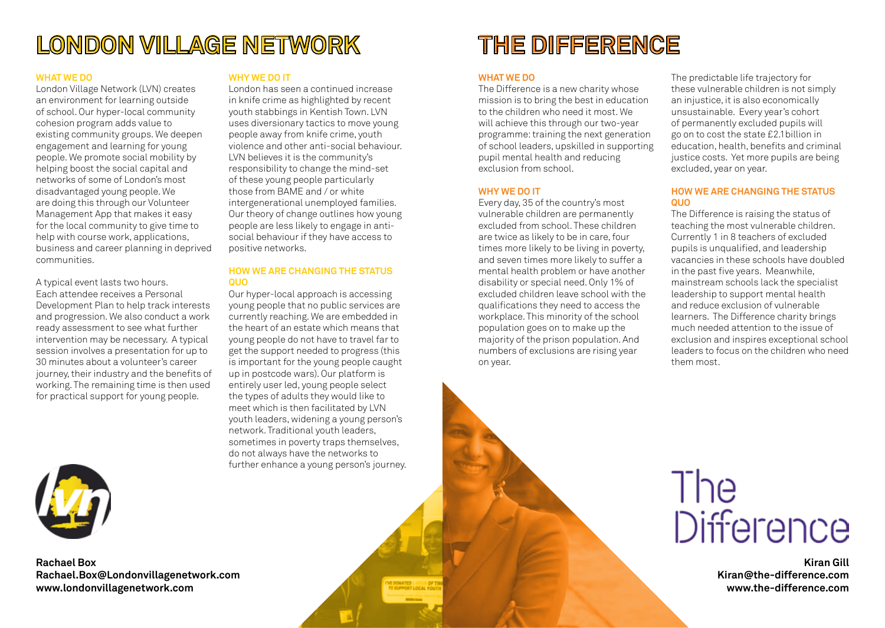# LONDON VILLAGE NETWORK

### WHAT WE DO

London Village Network (LVN) creates an environment for learning outside of school. Our hyper-local community cohesion program adds value to existing community groups. We deepen engagement and learning for young people. We promote social mobility by helping boost the social capital and networks of some of London's most disadvantaged young people. We are doing this through our Volunteer Management App that makes it easy for the local community to give time to help with course work, applications, business and career planning in deprived communities.

A typical event lasts two hours. Each attendee receives a Personal Development Plan to help track interests and progression. We also conduct a work ready assessment to see what further intervention may be necessary. A typical session involves a presentation for up to 30 minutes about a volunteer's career journey, their industry and the benefits of working. The remaining time is then used for practical support for young people.

### WHY WE DO IT

London has seen a continued increase in knife crime as highlighted by recent youth stabbings in Kentish Town. LVN uses diversionary tactics to move young people away from knife crime, youth violence and other anti-social behaviour. LVN believes it is the community's responsibility to change the mind-set of these young people particularly those from BAME and / or white intergenerational unemployed families. Our theory of change outlines how young people are less likely to engage in anti-social behaviour if they have access to positive networks.

### HOW WE ARE CHANGING THE STATUS QUO

Our hyper-local approach is accessing young people that no public services are currently reaching. We are embedded in the heart of an estate which means that young people do not have to travel far to get the support needed to progress (this is important for the young people caught up in postcode wars). Our platform is entirely user led, young people select the types of adults they would like to meet which is then facilitated by LVN youth leaders, widening a young person's network. Traditional youth leaders, sometimes in poverty traps themselves, do not always have the networks to further enhance a young person's journey.

**Rachael Box**
**Rachael.Box@Londonvillagenetwork.com**
**www.londonvillagenetwork.com**

# THE DIFFERENCE

### WHAT WE DO

The Difference is a new charity whose mission is to bring the best in education to the children who need it most. We will achieve this through our two-year programme: training the next generation of school leaders, upskilled in supporting pupil mental health and reducing exclusion from school.

### WHY WE DO IT

Every day, 35 of the country's most vulnerable children are permanently excluded from school. These children are twice as likely to be in care, four times more likely to be living in poverty, and seven times more likely to suffer a mental health problem or have another disability or special need. Only 1% of excluded children leave school with the qualifications they need to access the workplace. This minority of the school population goes on to make up the majority of the prison population. And numbers of exclusions are rising year on year.

The predictable life trajectory for these vulnerable children is not simply an injustice, it is also economically unsustainable. Every year's cohort of permanently excluded pupils will go on to cost the state £2.1billion in education, health, benefits and criminal justice costs. Yet more pupils are being excluded, year on year.

### HOW WE ARE CHANGING THE STATUS QUO

The Difference is raising the status of teaching the most vulnerable children. Currently 1 in 8 teachers of excluded pupils is unqualified, and leadership vacancies in these schools have doubled in the past five years. Meanwhile, mainstream schools lack the specialist leadership to support mental health and reduce exclusion of vulnerable learners. The Difference charity brings much needed attention to the issue of exclusion and inspires exceptional school leaders to focus on the children who need them most.

**Kiran Gill**
**Kiran@the-difference.com**
**www.the-difference.com**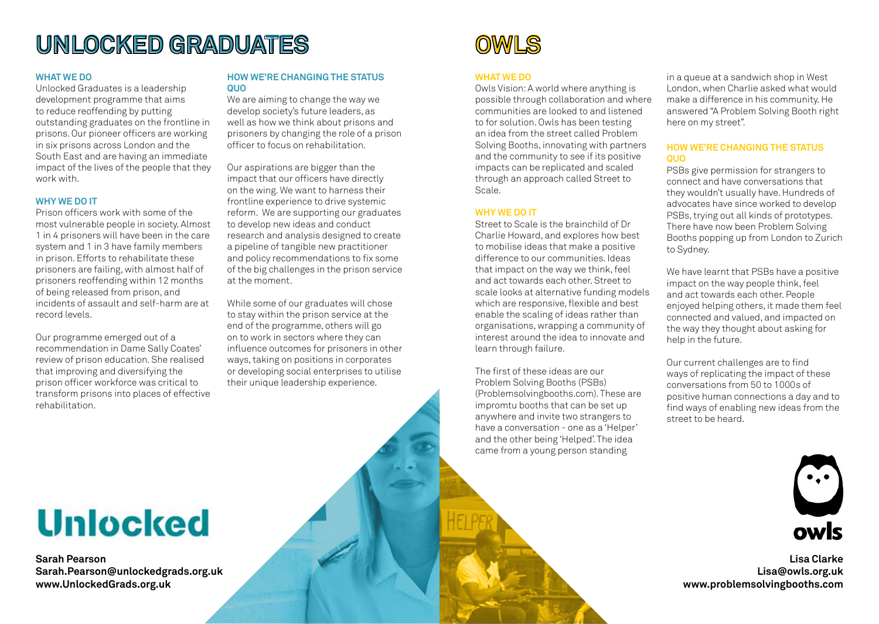# UNLOCKED GRADUATES

### WHAT WE DO

Unlocked Graduates is a leadership development programme that aims to reduce reoffending by putting outstanding graduates on the frontline in prisons. Our pioneer officers are working in six prisons across London and the South East and are having an immediate impact of the lives of the people that they work with.

### WHY WE DO IT

Prison officers work with some of the most vulnerable people in society. Almost 1 in 4 prisoners will have been in the care system and 1 in 3 have family members in prison. Efforts to rehabilitate these prisoners are failing, with almost half of prisoners reoffending within 12 months of being released from prison, and incidents of assault and self-harm are at record levels.

Our programme emerged out of a recommendation in Dame Sally Coates' review of prison education. She realised that improving and diversifying the prison officer workforce was critical to transform prisons into places of effective rehabilitation.

### HOW WE'RE CHANGING THE STATUS QUO

We are aiming to change the way we develop society's future leaders, as well as how we think about prisons and prisoners by changing the role of a prison officer to focus on rehabilitation.

Our aspirations are bigger than the impact that our officers have directly on the wing. We want to harness their frontline experience to drive systemic reform. We are supporting our graduates to develop new ideas and conduct research and analysis designed to create a pipeline of tangible new practitioner and policy recommendations to fix some of the big challenges in the prison service at the moment.

While some of our graduates will chose to stay within the prison service at the end of the programme, others will go on to work in sectors where they can influence outcomes for prisoners in other ways, taking on positions in corporates or developing social enterprises to utilise their unique leadership experience.

**Unlocked**

**Sarah Pearson**
**Sarah.Pearson@unlockedgrads.org.uk**
**www.UnlockedGrads.org.uk**

# OWLS

### WHAT WE DO

Owls Vision: A world where anything is possible through collaboration and where communities are looked to and listened to for solution. Owls has been testing an idea from the street called Problem Solving Booths, innovating with partners and the community to see if its positive impacts can be replicated and scaled through an approach called Street to Scale.

### WHY WE DO IT

Street to Scale is the brainchild of Dr Charlie Howard, and explores how best to mobilise ideas that make a positive difference to our communities. Ideas that impact on the way we think, feel and act towards each other. Street to scale looks at alternative funding models which are responsive, flexible and best enable the scaling of ideas rather than organisations, wrapping a community of interest around the idea to innovate and learn through failure.

The first of these ideas are our Problem Solving Booths (PSBs) (Problemsolvingbooths.com). These are impromtu booths that can be set up anywhere and invite two strangers to have a conversation - one as a 'Helper' and the other being 'Helped'. The idea came from a young person standing in a queue at a sandwich shop in West London, when Charlie asked what would make a difference in his community. He answered "A Problem Solving Booth right here on my street".

### HOW WE'RE CHANGING THE STATUS QUO

PSBs give permission for strangers to connect and have conversations that they wouldn't usually have. Hundreds of advocates have since worked to develop PSBs, trying out all kinds of prototypes. There have now been Problem Solving Booths popping up from London to Zurich to Sydney.

We have learnt that PSBs have a positive impact on the way people think, feel and act towards each other. People enjoyed helping others, it made them feel connected and valued, and impacted on the way they thought about asking for help in the future.

Our current challenges are to find ways of replicating the impact of these conversations from 50 to 1000s of positive human connections a day and to find ways of enabling new ideas from the street to be heard.

**owls**

**Lisa Clarke**
**Lisa@owls.org.uk**
**www.problemsolvingbooths.com**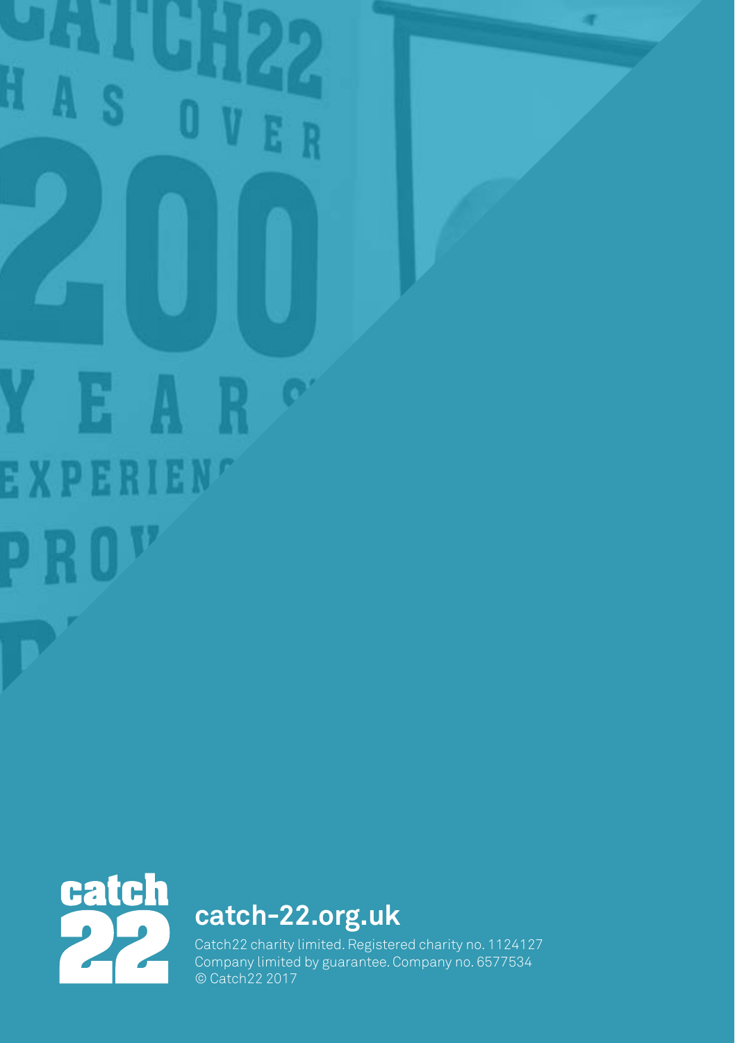**catch-22.org.uk**

Catch22 charity limited. Registered charity no. 1124127
Company limited by guarantee. Company no. 6577534
© Catch22 2017